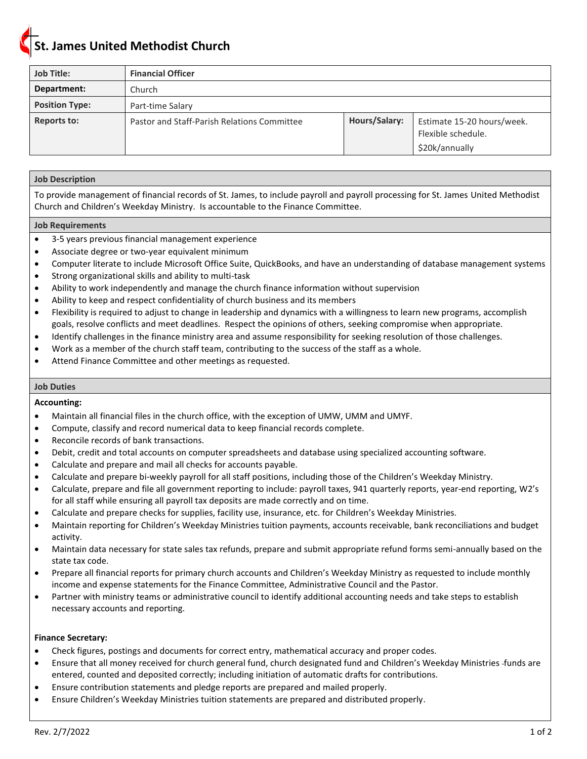# St. James United Methodist Church

| Job Title: | Financial Officer | | |
|---|---|---|---|
| Department: | Church | | |
| Position Type: | Part-time Salary | | |
| Reports to: | Pastor and Staff-Parish Relations Committee | Hours/Salary: | Estimate 15-20 hours/week. Flexible schedule. $20k/annually |

## Job Description

To provide management of financial records of St. James, to include payroll and payroll processing for St. James United Methodist Church and Children's Weekday Ministry. Is accountable to the Finance Committee.

## Job Requirements

- 3-5 years previous financial management experience
- Associate degree or two-year equivalent minimum
- Computer literate to include Microsoft Office Suite, QuickBooks, and have an understanding of database management systems
- Strong organizational skills and ability to multi-task
- Ability to work independently and manage the church finance information without supervision
- Ability to keep and respect confidentiality of church business and its members
- Flexibility is required to adjust to change in leadership and dynamics with a willingness to learn new programs, accomplish goals, resolve conflicts and meet deadlines. Respect the opinions of others, seeking compromise when appropriate.
- Identify challenges in the finance ministry area and assume responsibility for seeking resolution of those challenges.
- Work as a member of the church staff team, contributing to the success of the staff as a whole.
- Attend Finance Committee and other meetings as requested.

## Job Duties

**Accounting:**

- Maintain all financial files in the church office, with the exception of UMW, UMM and UMYF.
- Compute, classify and record numerical data to keep financial records complete.
- Reconcile records of bank transactions.
- Debit, credit and total accounts on computer spreadsheets and database using specialized accounting software.
- Calculate and prepare and mail all checks for accounts payable.
- Calculate and prepare bi-weekly payroll for all staff positions, including those of the Children's Weekday Ministry.
- Calculate, prepare and file all government reporting to include: payroll taxes, 941 quarterly reports, year-end reporting, W2's for all staff while ensuring all payroll tax deposits are made correctly and on time.
- Calculate and prepare checks for supplies, facility use, insurance, etc. for Children's Weekday Ministries.
- Maintain reporting for Children's Weekday Ministries tuition payments, accounts receivable, bank reconciliations and budget activity.
- Maintain data necessary for state sales tax refunds, prepare and submit appropriate refund forms semi-annually based on the state tax code.
- Prepare all financial reports for primary church accounts and Children's Weekday Ministry as requested to include monthly income and expense statements for the Finance Committee, Administrative Council and the Pastor.
- Partner with ministry teams or administrative council to identify additional accounting needs and take steps to establish necessary accounts and reporting.

**Finance Secretary:**

- Check figures, postings and documents for correct entry, mathematical accuracy and proper codes.
- Ensure that all money received for church general fund, church designated fund and Children's Weekday Ministries funds are entered, counted and deposited correctly; including initiation of automatic drafts for contributions.
- Ensure contribution statements and pledge reports are prepared and mailed properly.
- Ensure Children's Weekday Ministries tuition statements are prepared and distributed properly.

Rev. 2/7/2022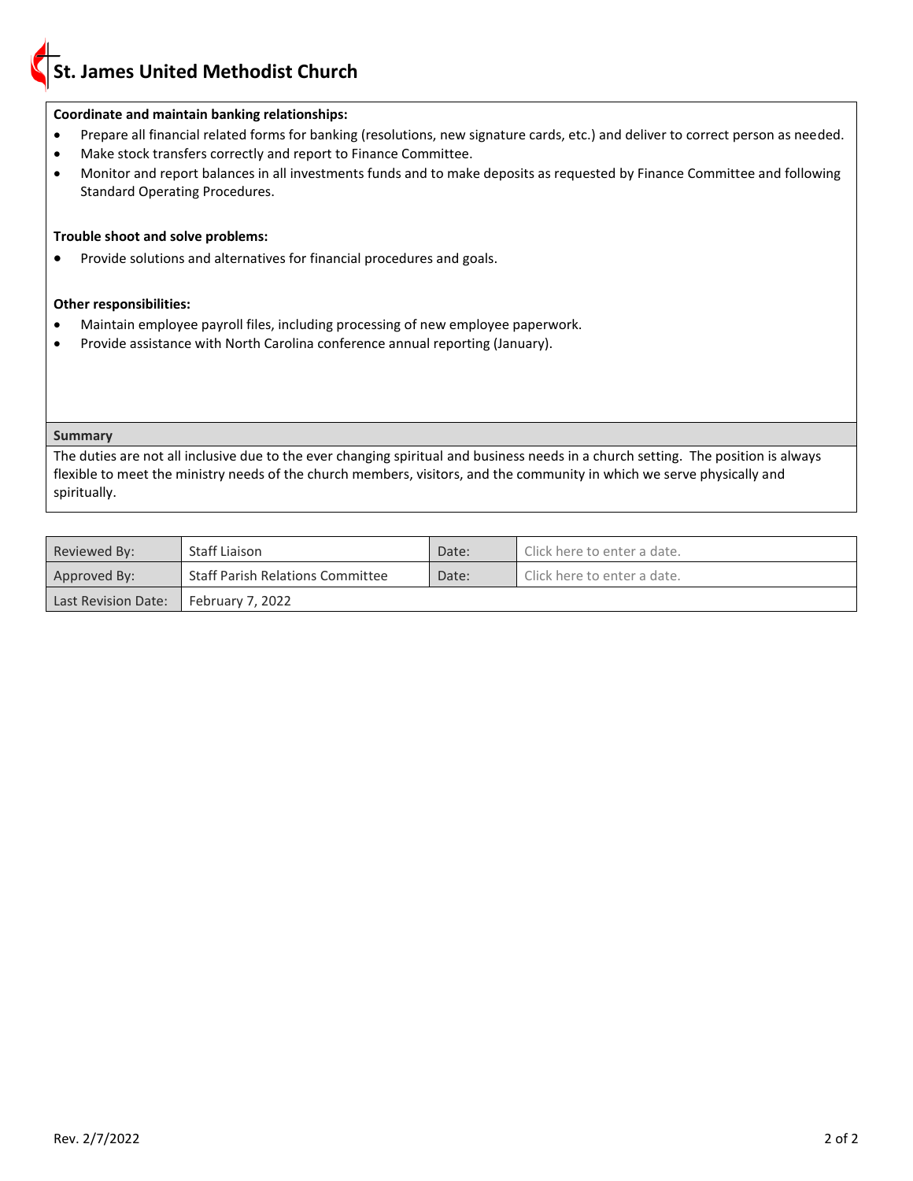**Coordinate and maintain banking relationships:**

- Prepare all financial related forms for banking (resolutions, new signature cards, etc.) and deliver to correct person as needed.
- Make stock transfers correctly and report to Finance Committee.
- Monitor and report balances in all investments funds and to make deposits as requested by Finance Committee and following Standard Operating Procedures.

**Trouble shoot and solve problems:**

- Provide solutions and alternatives for financial procedures and goals.

**Other responsibilities:**

- Maintain employee payroll files, including processing of new employee paperwork.
- Provide assistance with North Carolina conference annual reporting (January).

**Summary**

The duties are not all inclusive due to the ever changing spiritual and business needs in a church setting. The position is always flexible to meet the ministry needs of the church members, visitors, and the community in which we serve physically and spiritually.

| | | | |
|---|---|---|---|
| Reviewed By: | Staff Liaison | Date: | Click here to enter a date. |
| Approved By: | Staff Parish Relations Committee | Date: | Click here to enter a date. |
| Last Revision Date: | February 7, 2022 | | |